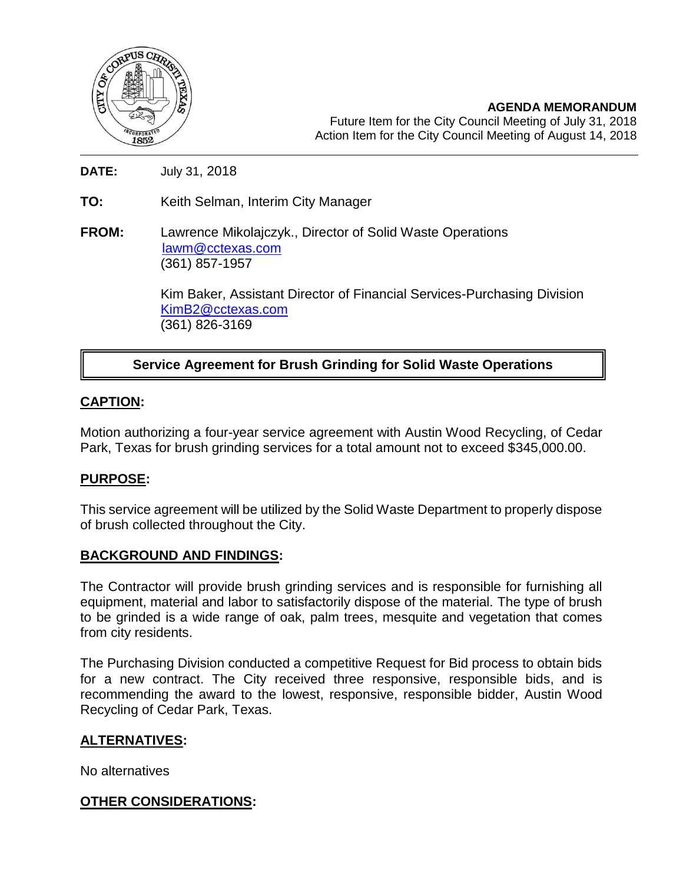**AGENDA MEMORANDUM**
Future Item for the City Council Meeting of July 31, 2018
Action Item for the City Council Meeting of August 14, 2018

**DATE:** July 31, 2018

**TO:** Keith Selman, Interim City Manager

**FROM:** Lawrence Mikolajczyk., Director of Solid Waste Operations
lawm@cctexas.com
(361) 857-1957

Kim Baker, Assistant Director of Financial Services-Purchasing Division
KimB2@cctexas.com
(361) 826-3169

**Service Agreement for Brush Grinding for Solid Waste Operations**

## CAPTION:

Motion authorizing a four-year service agreement with Austin Wood Recycling, of Cedar Park, Texas for brush grinding services for a total amount not to exceed $345,000.00.

## PURPOSE:

This service agreement will be utilized by the Solid Waste Department to properly dispose of brush collected throughout the City.

## BACKGROUND AND FINDINGS:

The Contractor will provide brush grinding services and is responsible for furnishing all equipment, material and labor to satisfactorily dispose of the material. The type of brush to be grinded is a wide range of oak, palm trees, mesquite and vegetation that comes from city residents.

The Purchasing Division conducted a competitive Request for Bid process to obtain bids for a new contract. The City received three responsive, responsible bids, and is recommending the award to the lowest, responsive, responsible bidder, Austin Wood Recycling of Cedar Park, Texas.

## ALTERNATIVES:

No alternatives

## OTHER CONSIDERATIONS: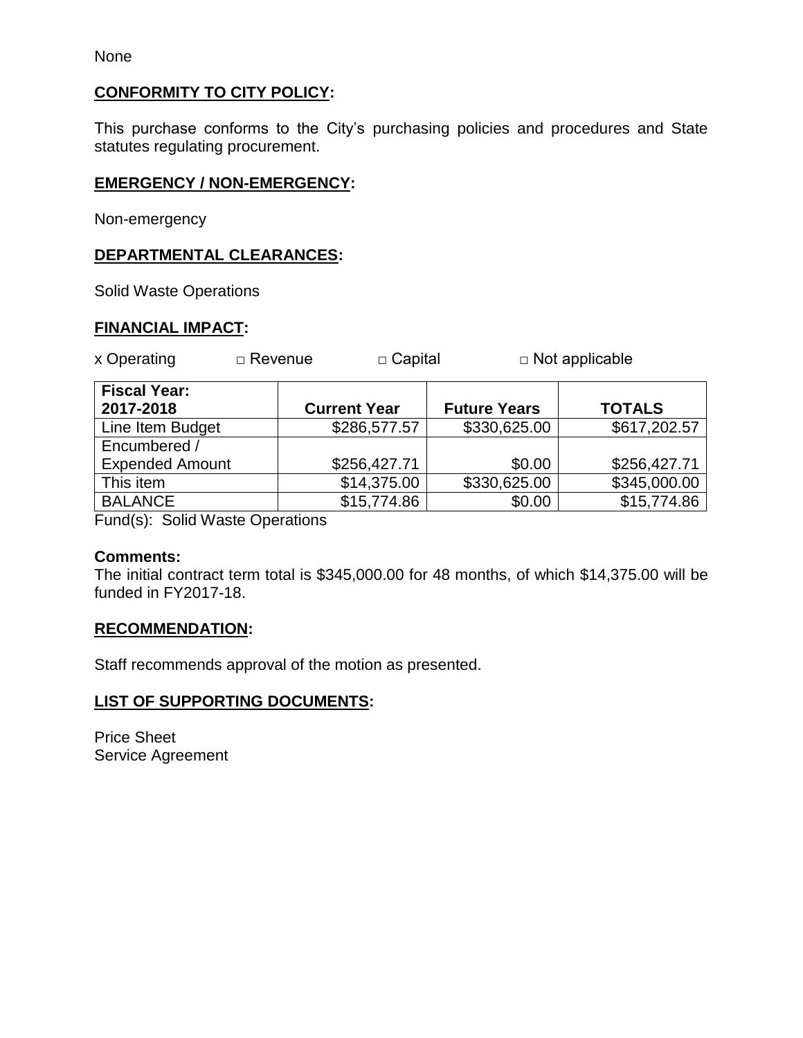None

**CONFORMITY TO CITY POLICY:**

This purchase conforms to the City's purchasing policies and procedures and State statutes regulating procurement.

**EMERGENCY / NON-EMERGENCY:**

Non-emergency

**DEPARTMENTAL CLEARANCES:**

Solid Waste Operations

**FINANCIAL IMPACT:**

x Operating □ Revenue □ Capital □ Not applicable

| Fiscal Year: 2017-2018 | Current Year | Future Years | TOTALS |
|---|---|---|---|
| Line Item Budget | $286,577.57 | $330,625.00 | $617,202.57 |
| Encumbered / Expended Amount | $256,427.71 | $0.00 | $256,427.71 |
| This item | $14,375.00 | $330,625.00 | $345,000.00 |
| BALANCE | $15,774.86 | $0.00 | $15,774.86 |

Fund(s): Solid Waste Operations

**Comments:**
The initial contract term total is $345,000.00 for 48 months, of which $14,375.00 will be funded in FY2017-18.

**RECOMMENDATION:**

Staff recommends approval of the motion as presented.

**LIST OF SUPPORTING DOCUMENTS:**

Price Sheet
Service Agreement